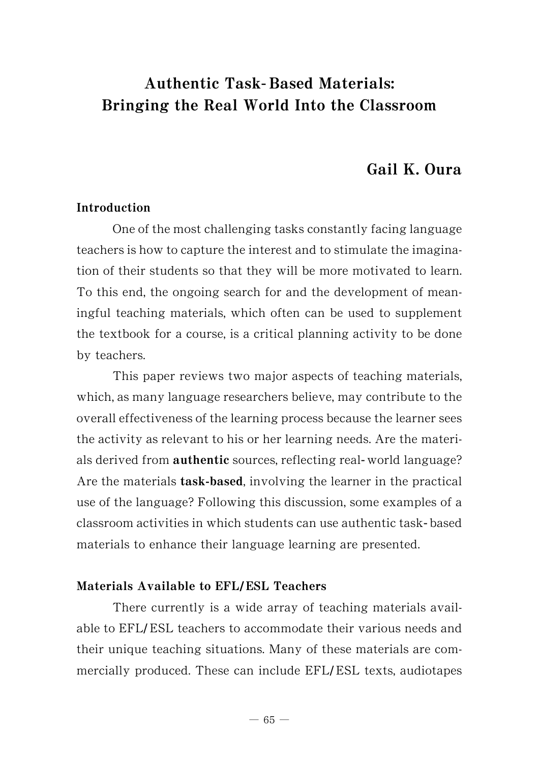# Authentic Task-Based Materials: Bringing the Real World Into the Classroom

## Gail K. Oura

### Introduction

One of the most challenging tasks constantly facing language teachers is how to capture the interest and to stimulate the imagination of their students so that they will be more motivated to learn. To this end, the ongoing search for and the development of meaningful teaching materials, which often can be used to supplement the textbook for a course, is a critical planning activity to be done by teachers.

This paper reviews two major aspects of teaching materials, which, as many language researchers believe, may contribute to the overall effectiveness of the learning process because the learner sees the activity as relevant to his or her learning needs. Are the materials derived from **authentic** sources, reflecting real-world language? Are the materials **task-based**, involving the learner in the practical use of the language? Following this discussion, some examples of a classroom activities in which students can use authentic task-based materials to enhance their language learning are presented.

### Materials Available to EFL/ESL Teachers

There currently is a wide array of teaching materials available to EFL/ESL teachers to accommodate their various needs and their unique teaching situations. Many of these materials are commercially produced. These can include EFL/ESL texts, audiotapes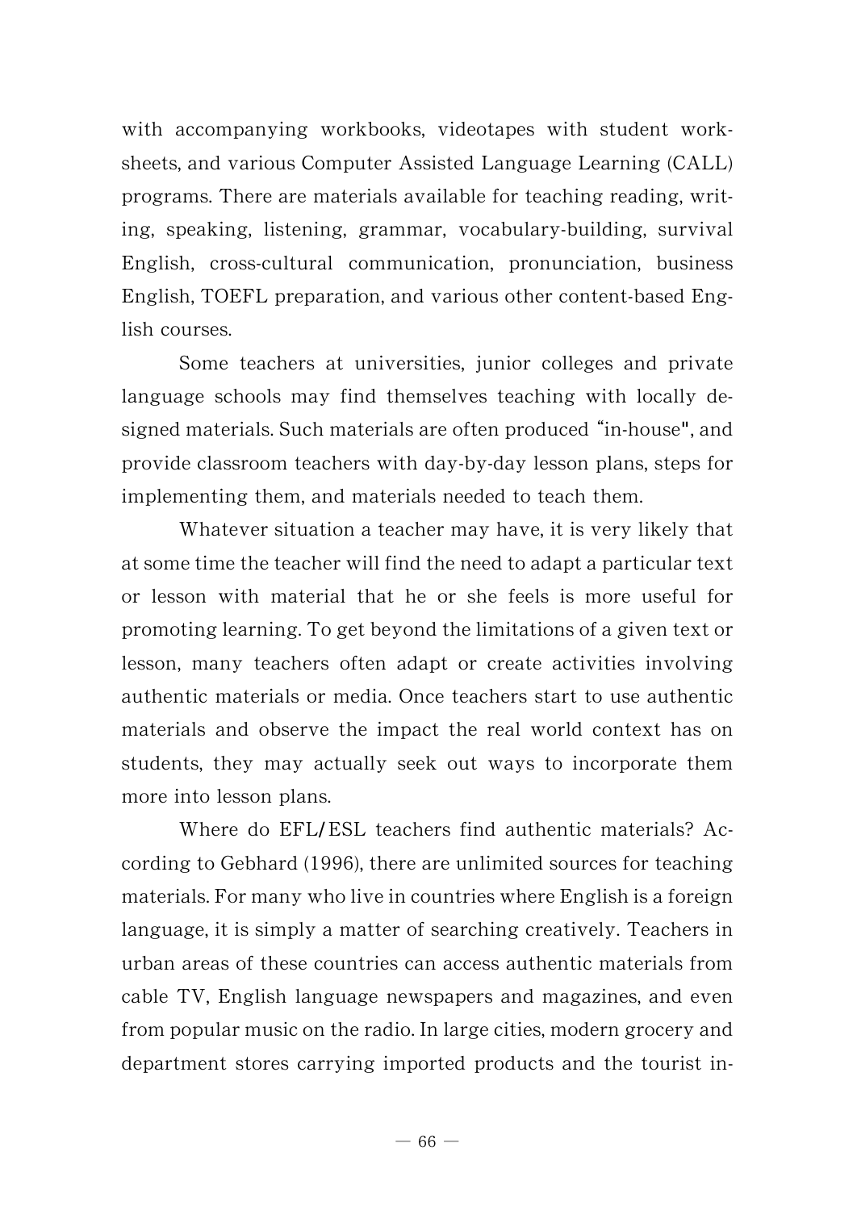with accompanying workbooks, videotapes with student worksheets, and various Computer Assisted Language Learning (CALL) programs. There are materials available for teaching reading, writing, speaking, listening, grammar, vocabulary-building, survival English, cross-cultural communication, pronunciation, business English, TOEFL preparation, and various other content-based English courses.

Some teachers at universities, junior colleges and private language schools may find themselves teaching with locally designed materials. Such materials are often produced "in-house", and provide classroom teachers with day-by-day lesson plans, steps for implementing them, and materials needed to teach them.

Whatever situation a teacher may have, it is very likely that at some time the teacher will find the need to adapt a particular text or lesson with material that he or she feels is more useful for promoting learning. To get beyond the limitations of a given text or lesson, many teachers often adapt or create activities involving authentic materials or media. Once teachers start to use authentic materials and observe the impact the real world context has on students, they may actually seek out ways to incorporate them more into lesson plans.

Where do EFL/ESL teachers find authentic materials? According to Gebhard (1996), there are unlimited sources for teaching materials. For many who live in countries where English is a foreign language, it is simply a matter of searching creatively. Teachers in urban areas of these countries can access authentic materials from cable TV, English language newspapers and magazines, and even from popular music on the radio. In large cities, modern grocery and department stores carrying imported products and the tourist in-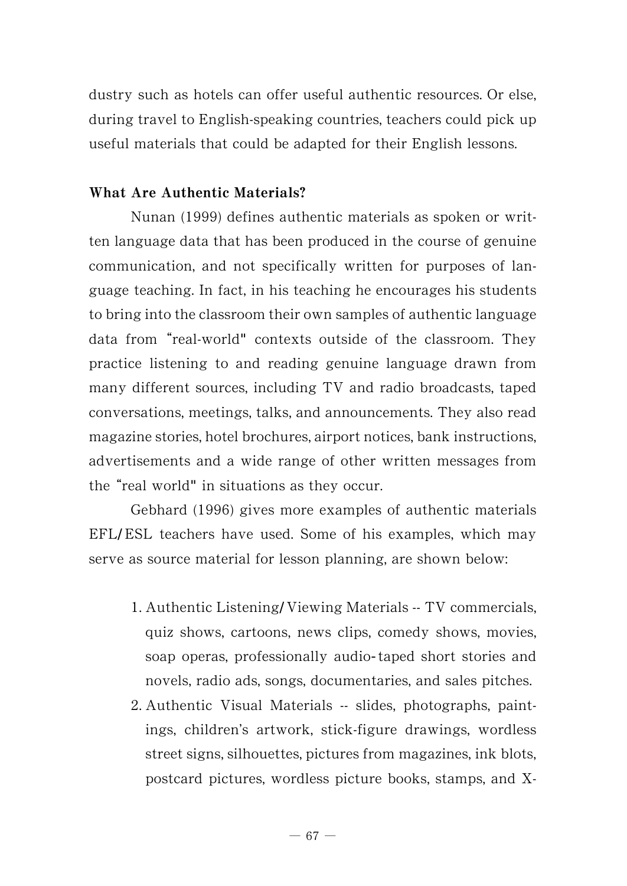dustry such as hotels can offer useful authentic resources. Or else, during travel to English-speaking countries, teachers could pick up useful materials that could be adapted for their English lessons.

**What Are Authentic Materials?**

Nunan (1999) defines authentic materials as spoken or written language data that has been produced in the course of genuine communication, and not specifically written for purposes of language teaching. In fact, in his teaching he encourages his students to bring into the classroom their own samples of authentic language data from "real-world" contexts outside of the classroom. They practice listening to and reading genuine language drawn from many different sources, including TV and radio broadcasts, taped conversations, meetings, talks, and announcements. They also read magazine stories, hotel brochures, airport notices, bank instructions, advertisements and a wide range of other written messages from the "real world" in situations as they occur.

Gebhard (1996) gives more examples of authentic materials EFL/ESL teachers have used. Some of his examples, which may serve as source material for lesson planning, are shown below:

1. Authentic Listening/Viewing Materials -- TV commercials, quiz shows, cartoons, news clips, comedy shows, movies, soap operas, professionally audio-taped short stories and novels, radio ads, songs, documentaries, and sales pitches.
2. Authentic Visual Materials -- slides, photographs, paintings, children's artwork, stick-figure drawings, wordless street signs, silhouettes, pictures from magazines, ink blots, postcard pictures, wordless picture books, stamps, and X-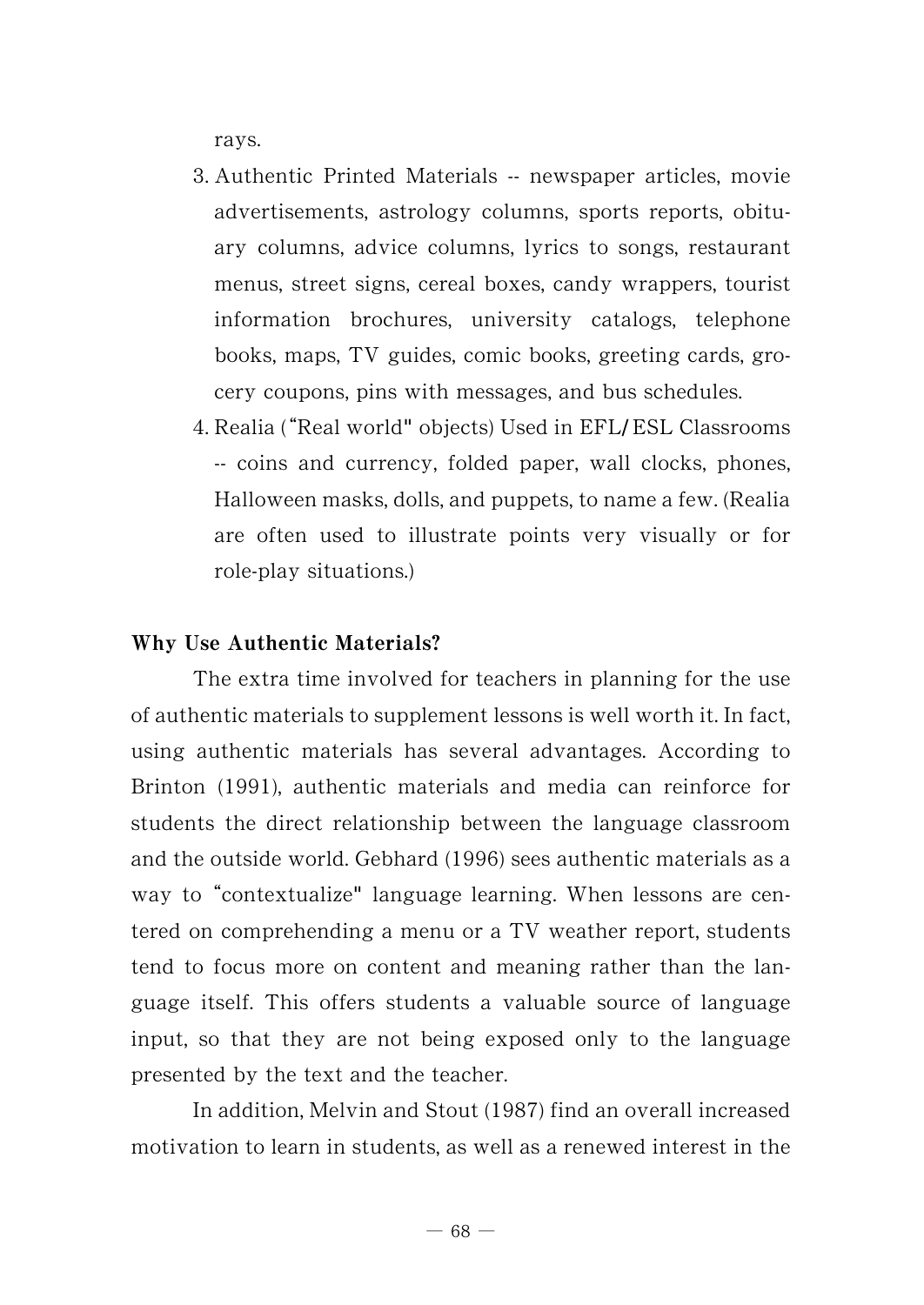rays.

3. Authentic Printed Materials -- newspaper articles, movie advertisements, astrology columns, sports reports, obituary columns, advice columns, lyrics to songs, restaurant menus, street signs, cereal boxes, candy wrappers, tourist information brochures, university catalogs, telephone books, maps, TV guides, comic books, greeting cards, grocery coupons, pins with messages, and bus schedules.
4. Realia ("Real world" objects) Used in EFL/ESL Classrooms -- coins and currency, folded paper, wall clocks, phones, Halloween masks, dolls, and puppets, to name a few. (Realia are often used to illustrate points very visually or for role-play situations.)

**Why Use Authentic Materials?**

The extra time involved for teachers in planning for the use of authentic materials to supplement lessons is well worth it. In fact, using authentic materials has several advantages. According to Brinton (1991), authentic materials and media can reinforce for students the direct relationship between the language classroom and the outside world. Gebhard (1996) sees authentic materials as a way to "contextualize" language learning. When lessons are centered on comprehending a menu or a TV weather report, students tend to focus more on content and meaning rather than the language itself. This offers students a valuable source of language input, so that they are not being exposed only to the language presented by the text and the teacher.

In addition, Melvin and Stout (1987) find an overall increased motivation to learn in students, as well as a renewed interest in the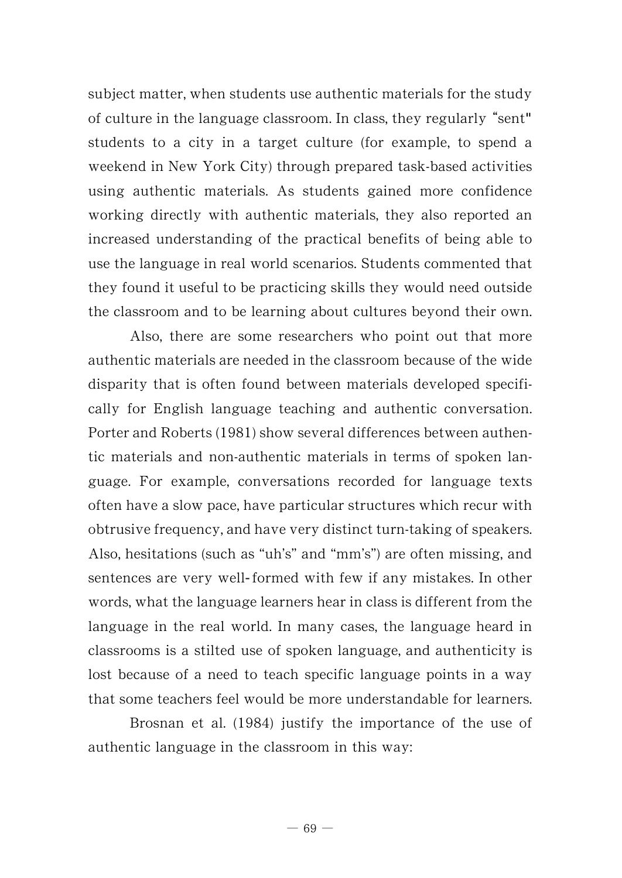subject matter, when students use authentic materials for the study of culture in the language classroom. In class, they regularly "sent" students to a city in a target culture (for example, to spend a weekend in New York City) through prepared task-based activities using authentic materials. As students gained more confidence working directly with authentic materials, they also reported an increased understanding of the practical benefits of being able to use the language in real world scenarios. Students commented that they found it useful to be practicing skills they would need outside the classroom and to be learning about cultures beyond their own.

Also, there are some researchers who point out that more authentic materials are needed in the classroom because of the wide disparity that is often found between materials developed specifically for English language teaching and authentic conversation. Porter and Roberts (1981) show several differences between authentic materials and non-authentic materials in terms of spoken language. For example, conversations recorded for language texts often have a slow pace, have particular structures which recur with obtrusive frequency, and have very distinct turn-taking of speakers. Also, hesitations (such as "uh's" and "mm's") are often missing, and sentences are very well-formed with few if any mistakes. In other words, what the language learners hear in class is different from the language in the real world. In many cases, the language heard in classrooms is a stilted use of spoken language, and authenticity is lost because of a need to teach specific language points in a way that some teachers feel would be more understandable for learners.

Brosnan et al. (1984) justify the importance of the use of authentic language in the classroom in this way: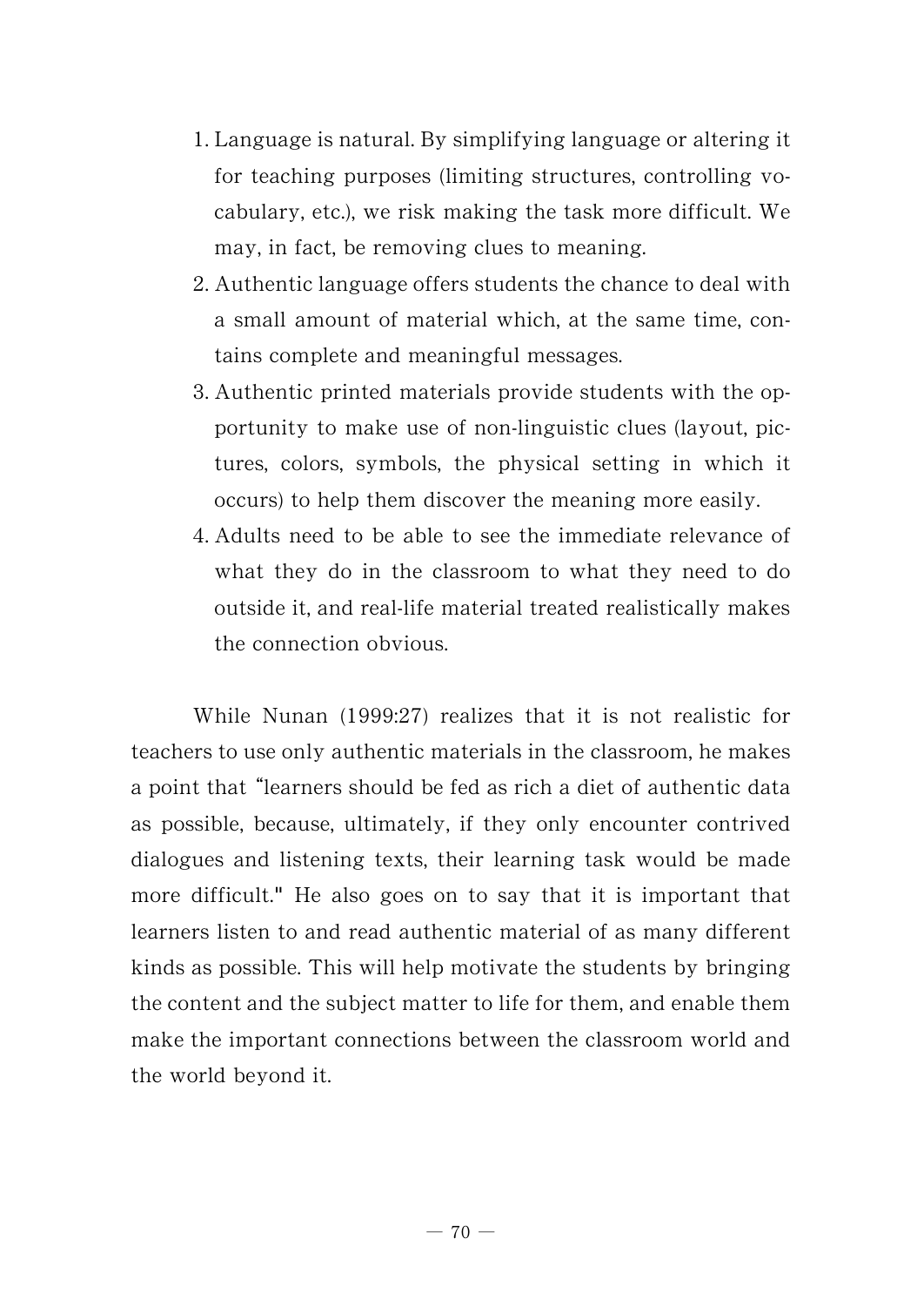1. Language is natural. By simplifying language or altering it for teaching purposes (limiting structures, controlling vocabulary, etc.), we risk making the task more difficult. We may, in fact, be removing clues to meaning.
2. Authentic language offers students the chance to deal with a small amount of material which, at the same time, contains complete and meaningful messages.
3. Authentic printed materials provide students with the opportunity to make use of non-linguistic clues (layout, pictures, colors, symbols, the physical setting in which it occurs) to help them discover the meaning more easily.
4. Adults need to be able to see the immediate relevance of what they do in the classroom to what they need to do outside it, and real-life material treated realistically makes the connection obvious.

While Nunan (1999:27) realizes that it is not realistic for teachers to use only authentic materials in the classroom, he makes a point that "learners should be fed as rich a diet of authentic data as possible, because, ultimately, if they only encounter contrived dialogues and listening texts, their learning task would be made more difficult." He also goes on to say that it is important that learners listen to and read authentic material of as many different kinds as possible. This will help motivate the students by bringing the content and the subject matter to life for them, and enable them make the important connections between the classroom world and the world beyond it.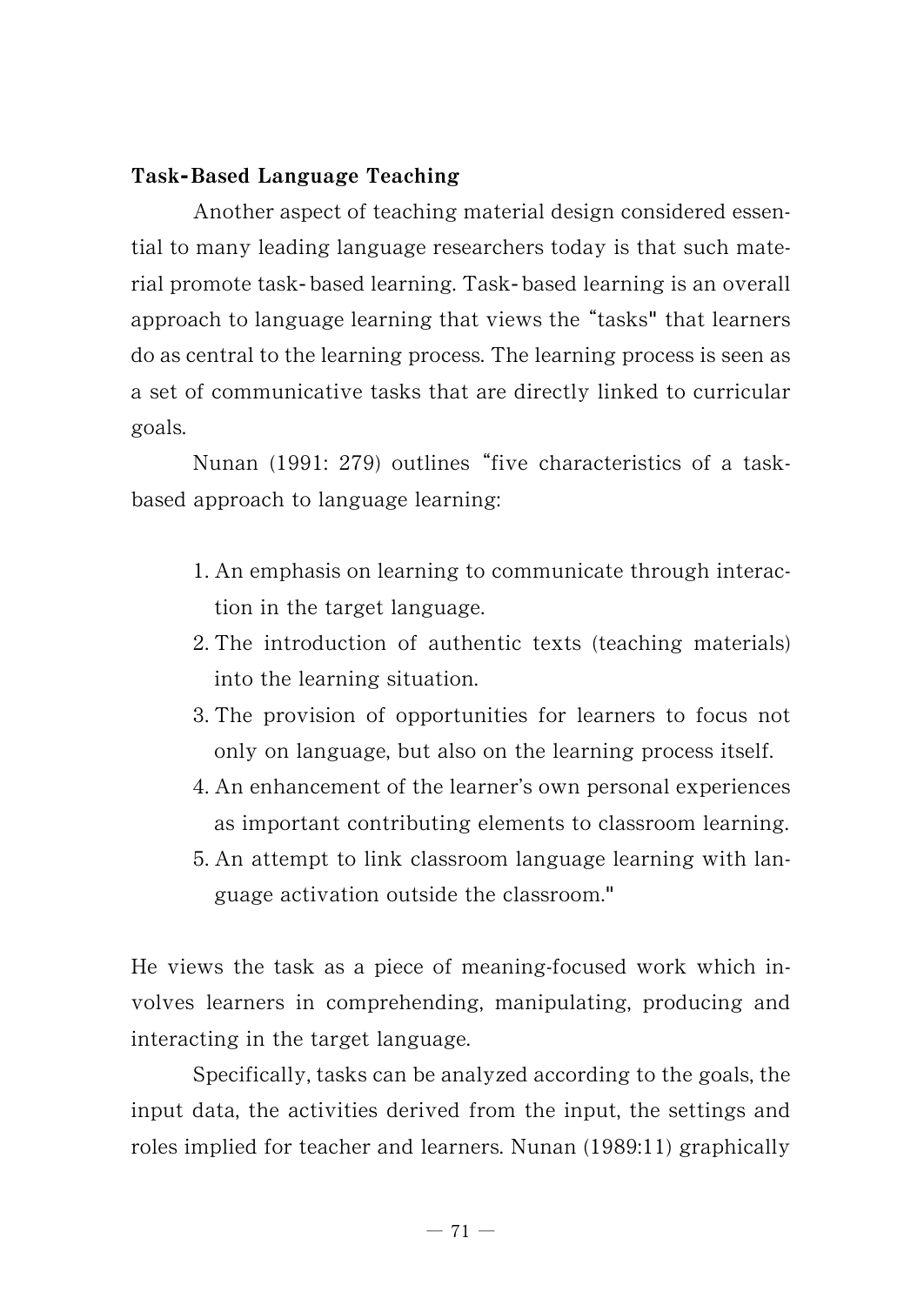### Task-Based Language Teaching

Another aspect of teaching material design considered essential to many leading language researchers today is that such material promote task-based learning. Task-based learning is an overall approach to language learning that views the "tasks" that learners do as central to the learning process. The learning process is seen as a set of communicative tasks that are directly linked to curricular goals.

Nunan (1991: 279) outlines "five characteristics of a task-based approach to language learning:

1. An emphasis on learning to communicate through interaction in the target language.
2. The introduction of authentic texts (teaching materials) into the learning situation.
3. The provision of opportunities for learners to focus not only on language, but also on the learning process itself.
4. An enhancement of the learner's own personal experiences as important contributing elements to classroom learning.
5. An attempt to link classroom language learning with language activation outside the classroom."

He views the task as a piece of meaning-focused work which involves learners in comprehending, manipulating, producing and interacting in the target language.

Specifically, tasks can be analyzed according to the goals, the input data, the activities derived from the input, the settings and roles implied for teacher and learners. Nunan (1989:11) graphically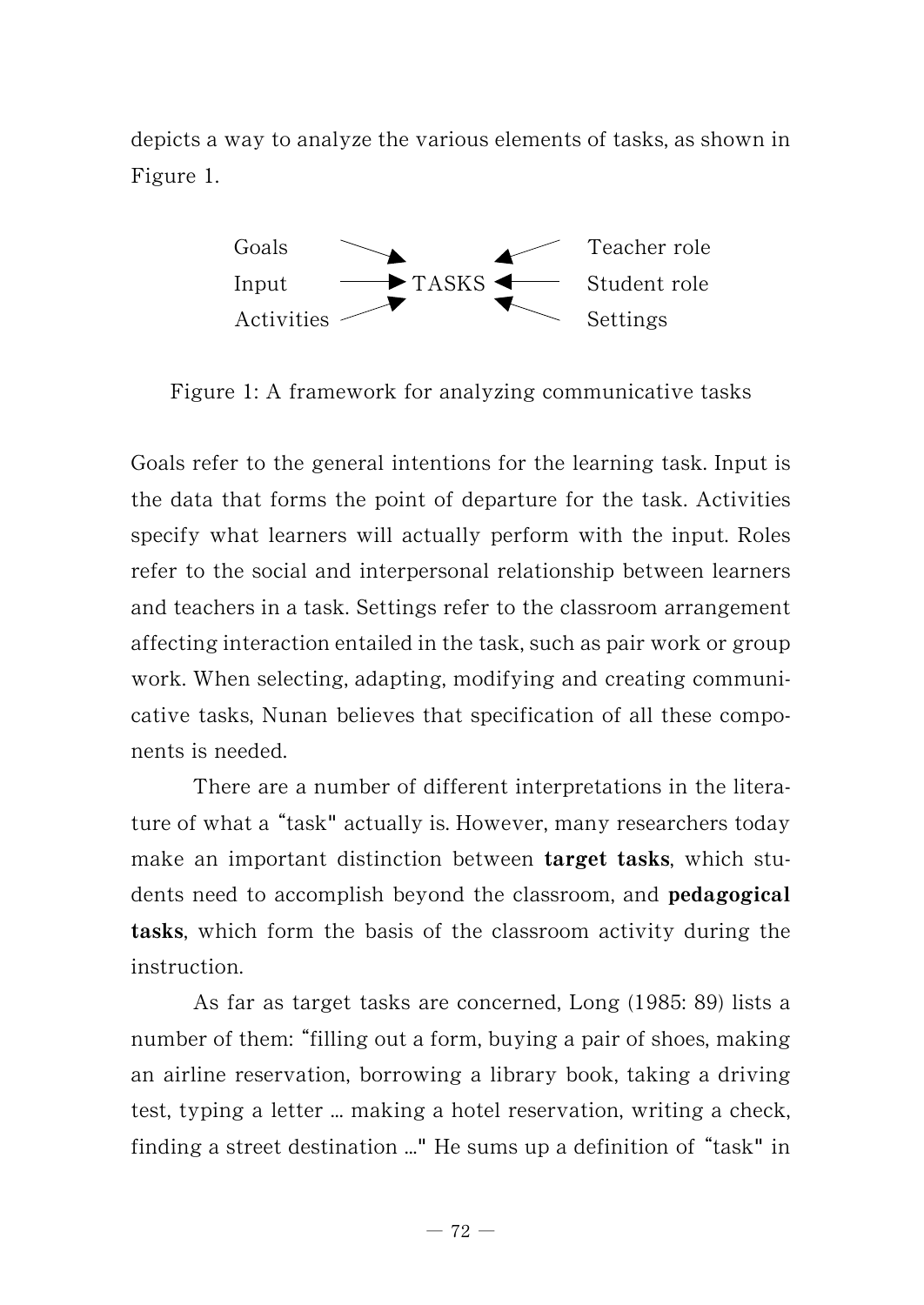depicts a way to analyze the various elements of tasks, as shown in Figure 1.

```
Goals       ─────►           ◄─────  Teacher role
Input       ─────►  TASKS  ◄─────  Student role
Activities  ─────►           ◄─────  Settings
```

Figure 1: A framework for analyzing communicative tasks

Goals refer to the general intentions for the learning task. Input is the data that forms the point of departure for the task. Activities specify what learners will actually perform with the input. Roles refer to the social and interpersonal relationship between learners and teachers in a task. Settings refer to the classroom arrangement affecting interaction entailed in the task, such as pair work or group work. When selecting, adapting, modifying and creating communicative tasks, Nunan believes that specification of all these components is needed.

There are a number of different interpretations in the literature of what a "task" actually is. However, many researchers today make an important distinction between **target tasks**, which students need to accomplish beyond the classroom, and **pedagogical tasks**, which form the basis of the classroom activity during the instruction.

As far as target tasks are concerned, Long (1985: 89) lists a number of them: "filling out a form, buying a pair of shoes, making an airline reservation, borrowing a library book, taking a driving test, typing a letter ... making a hotel reservation, writing a check, finding a street destination ..." He sums up a definition of "task" in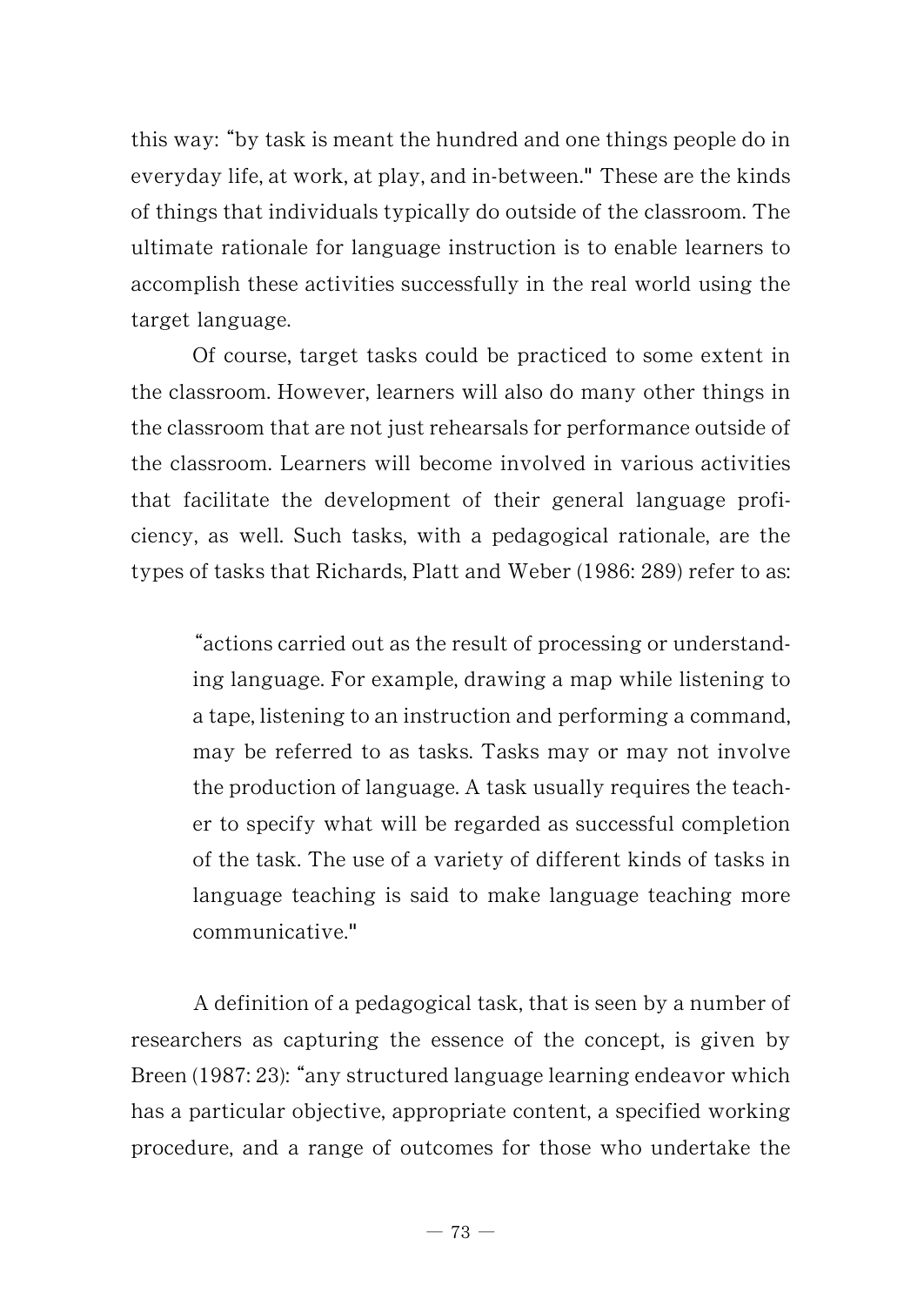this way: “by task is meant the hundred and one things people do in everyday life, at work, at play, and in-between." These are the kinds of things that individuals typically do outside of the classroom. The ultimate rationale for language instruction is to enable learners to accomplish these activities successfully in the real world using the target language.

Of course, target tasks could be practiced to some extent in the classroom. However, learners will also do many other things in the classroom that are not just rehearsals for performance outside of the classroom. Learners will become involved in various activities that facilitate the development of their general language proficiency, as well. Such tasks, with a pedagogical rationale, are the types of tasks that Richards, Platt and Weber (1986: 289) refer to as:

> “actions carried out as the result of processing or understanding language. For example, drawing a map while listening to a tape, listening to an instruction and performing a command, may be referred to as tasks. Tasks may or may not involve the production of language. A task usually requires the teacher to specify what will be regarded as successful completion of the task. The use of a variety of different kinds of tasks in language teaching is said to make language teaching more communicative."

A definition of a pedagogical task, that is seen by a number of researchers as capturing the essence of the concept, is given by Breen (1987: 23): “any structured language learning endeavor which has a particular objective, appropriate content, a specified working procedure, and a range of outcomes for those who undertake the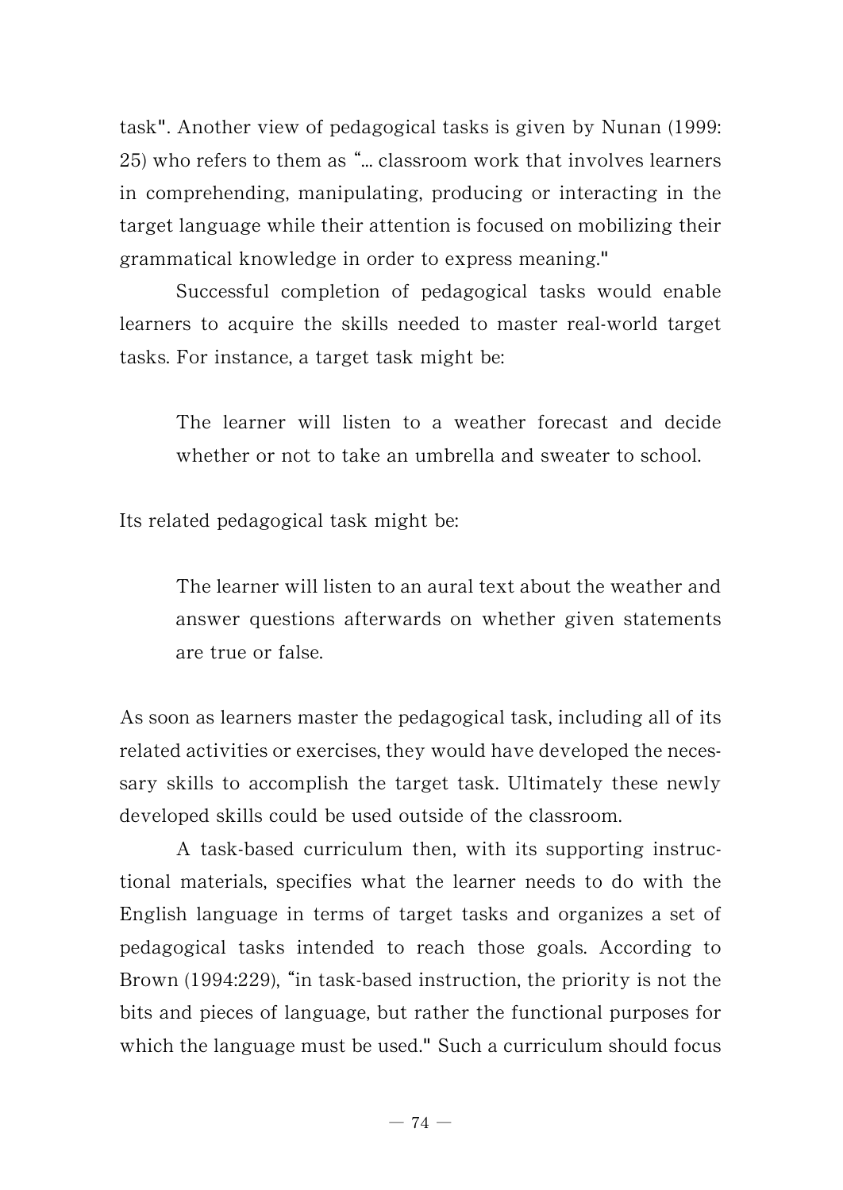task". Another view of pedagogical tasks is given by Nunan (1999: 25) who refers to them as "... classroom work that involves learners in comprehending, manipulating, producing or interacting in the target language while their attention is focused on mobilizing their grammatical knowledge in order to express meaning."

Successful completion of pedagogical tasks would enable learners to acquire the skills needed to master real-world target tasks. For instance, a target task might be:

> The learner will listen to a weather forecast and decide whether or not to take an umbrella and sweater to school.

Its related pedagogical task might be:

> The learner will listen to an aural text about the weather and answer questions afterwards on whether given statements are true or false.

As soon as learners master the pedagogical task, including all of its related activities or exercises, they would have developed the necessary skills to accomplish the target task. Ultimately these newly developed skills could be used outside of the classroom.

A task-based curriculum then, with its supporting instructional materials, specifies what the learner needs to do with the English language in terms of target tasks and organizes a set of pedagogical tasks intended to reach those goals. According to Brown (1994:229), "in task-based instruction, the priority is not the bits and pieces of language, but rather the functional purposes for which the language must be used." Such a curriculum should focus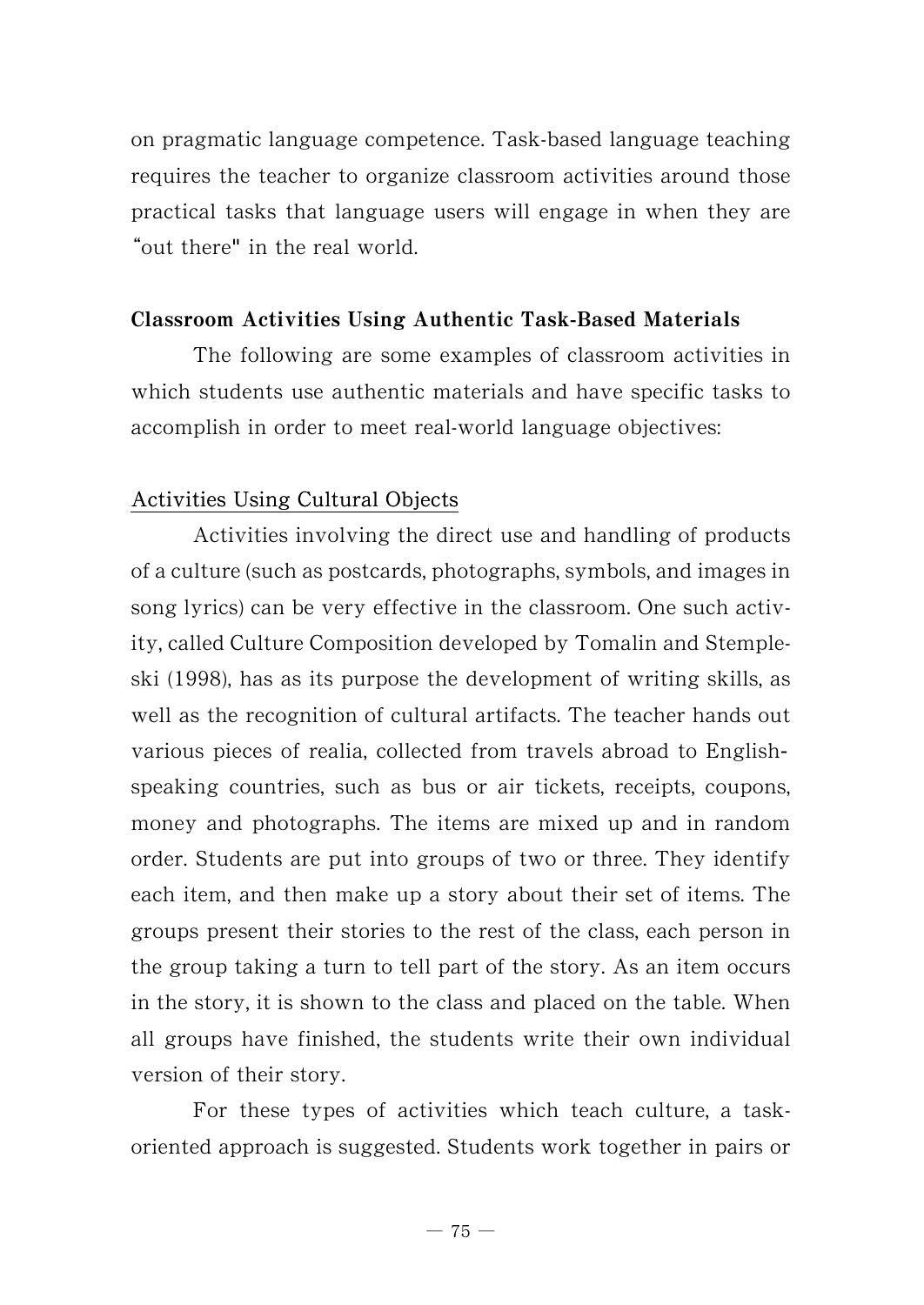on pragmatic language competence. Task-based language teaching requires the teacher to organize classroom activities around those practical tasks that language users will engage in when they are “out there" in the real world.

### Classroom Activities Using Authentic Task-Based Materials

The following are some examples of classroom activities in which students use authentic materials and have specific tasks to accomplish in order to meet real-world language objectives:

#### Activities Using Cultural Objects

Activities involving the direct use and handling of products of a culture (such as postcards, photographs, symbols, and images in song lyrics) can be very effective in the classroom. One such activity, called Culture Composition developed by Tomalin and Stempleski (1998), has as its purpose the development of writing skills, as well as the recognition of cultural artifacts. The teacher hands out various pieces of realia, collected from travels abroad to English-speaking countries, such as bus or air tickets, receipts, coupons, money and photographs. The items are mixed up and in random order. Students are put into groups of two or three. They identify each item, and then make up a story about their set of items. The groups present their stories to the rest of the class, each person in the group taking a turn to tell part of the story. As an item occurs in the story, it is shown to the class and placed on the table. When all groups have finished, the students write their own individual version of their story.

For these types of activities which teach culture, a task-oriented approach is suggested. Students work together in pairs or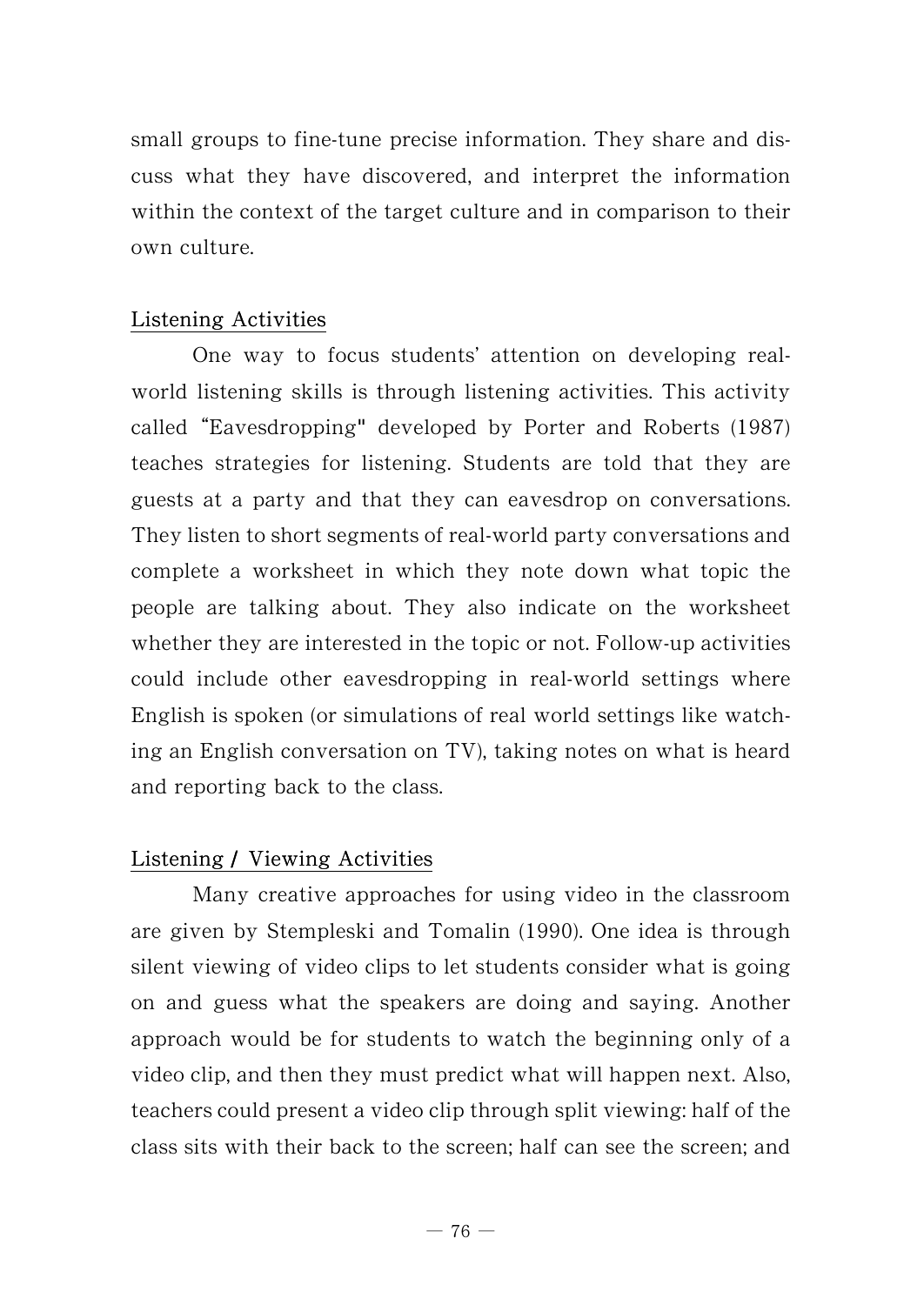small groups to fine-tune precise information. They share and discuss what they have discovered, and interpret the information within the context of the target culture and in comparison to their own culture.

### Listening Activities

One way to focus students' attention on developing real-world listening skills is through listening activities. This activity called "Eavesdropping" developed by Porter and Roberts (1987) teaches strategies for listening. Students are told that they are guests at a party and that they can eavesdrop on conversations. They listen to short segments of real-world party conversations and complete a worksheet in which they note down what topic the people are talking about. They also indicate on the worksheet whether they are interested in the topic or not. Follow-up activities could include other eavesdropping in real-world settings where English is spoken (or simulations of real world settings like watching an English conversation on TV), taking notes on what is heard and reporting back to the class.

### Listening / Viewing Activities

Many creative approaches for using video in the classroom are given by Stempleski and Tomalin (1990). One idea is through silent viewing of video clips to let students consider what is going on and guess what the speakers are doing and saying. Another approach would be for students to watch the beginning only of a video clip, and then they must predict what will happen next. Also, teachers could present a video clip through split viewing: half of the class sits with their back to the screen; half can see the screen; and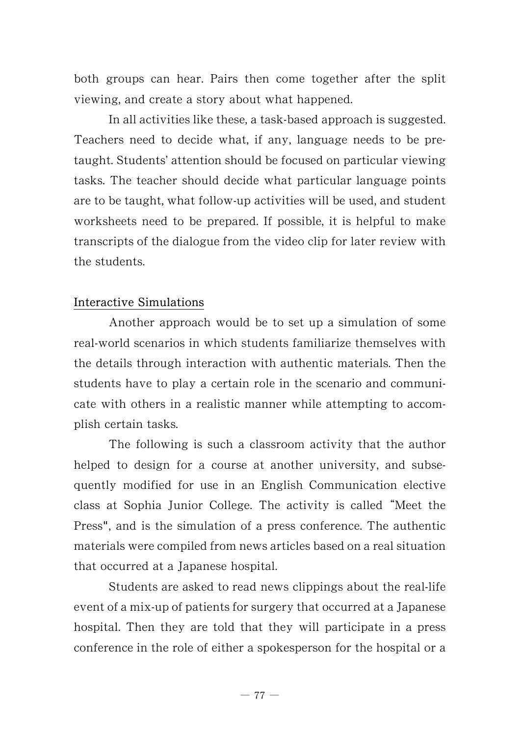both groups can hear. Pairs then come together after the split viewing, and create a story about what happened.

In all activities like these, a task-based approach is suggested. Teachers need to decide what, if any, language needs to be pre-taught. Students' attention should be focused on particular viewing tasks. The teacher should decide what particular language points are to be taught, what follow-up activities will be used, and student worksheets need to be prepared. If possible, it is helpful to make transcripts of the dialogue from the video clip for later review with the students.

## Interactive Simulations

Another approach would be to set up a simulation of some real-world scenarios in which students familiarize themselves with the details through interaction with authentic materials. Then the students have to play a certain role in the scenario and communicate with others in a realistic manner while attempting to accomplish certain tasks.

The following is such a classroom activity that the author helped to design for a course at another university, and subsequently modified for use in an English Communication elective class at Sophia Junior College. The activity is called "Meet the Press", and is the simulation of a press conference. The authentic materials were compiled from news articles based on a real situation that occurred at a Japanese hospital.

Students are asked to read news clippings about the real-life event of a mix-up of patients for surgery that occurred at a Japanese hospital. Then they are told that they will participate in a press conference in the role of either a spokesperson for the hospital or a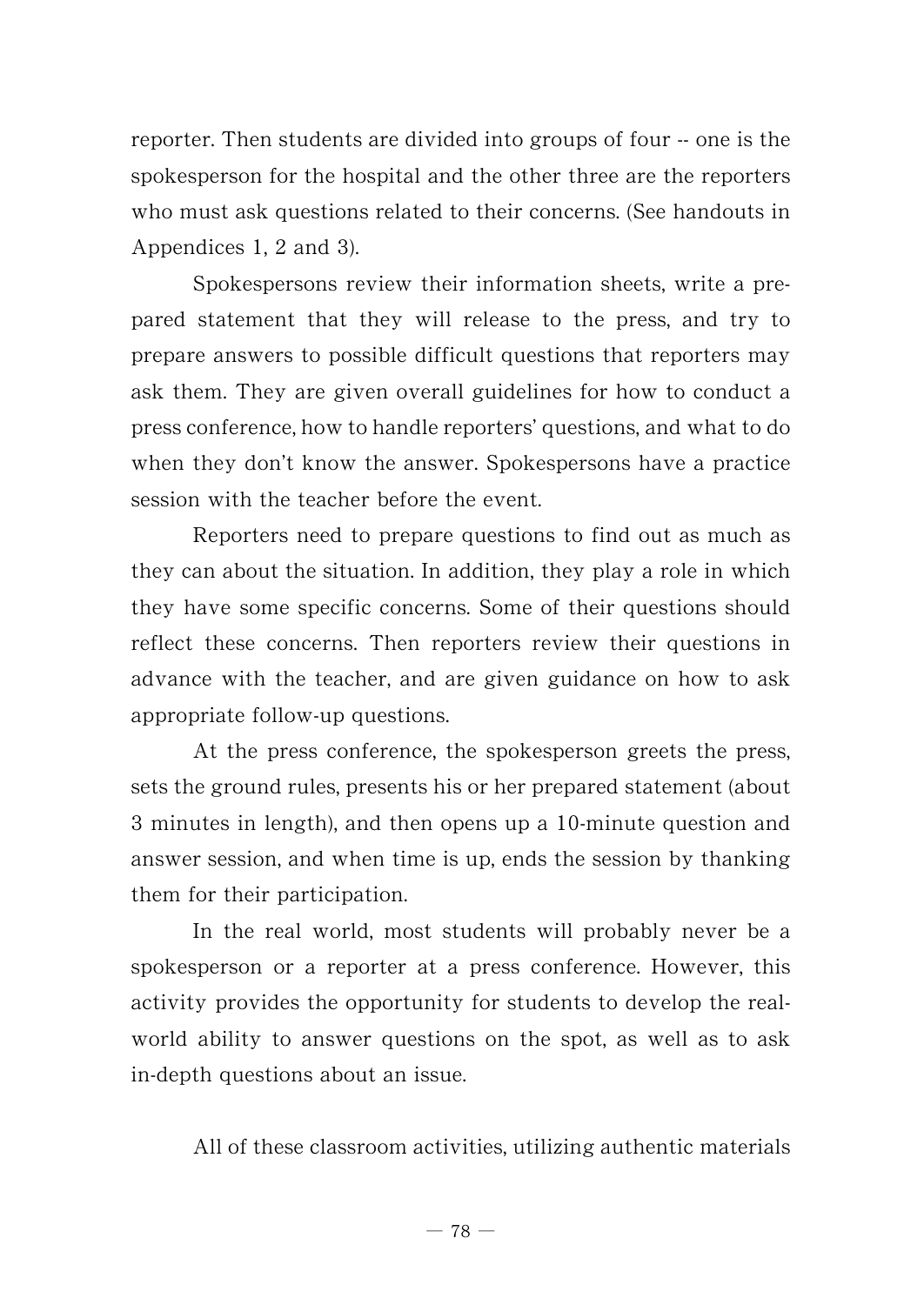reporter. Then students are divided into groups of four -- one is the spokesperson for the hospital and the other three are the reporters who must ask questions related to their concerns. (See handouts in Appendices 1, 2 and 3).

Spokespersons review their information sheets, write a prepared statement that they will release to the press, and try to prepare answers to possible difficult questions that reporters may ask them. They are given overall guidelines for how to conduct a press conference, how to handle reporters' questions, and what to do when they don't know the answer. Spokespersons have a practice session with the teacher before the event.

Reporters need to prepare questions to find out as much as they can about the situation. In addition, they play a role in which they have some specific concerns. Some of their questions should reflect these concerns. Then reporters review their questions in advance with the teacher, and are given guidance on how to ask appropriate follow-up questions.

At the press conference, the spokesperson greets the press, sets the ground rules, presents his or her prepared statement (about 3 minutes in length), and then opens up a 10-minute question and answer session, and when time is up, ends the session by thanking them for their participation.

In the real world, most students will probably never be a spokesperson or a reporter at a press conference. However, this activity provides the opportunity for students to develop the real-world ability to answer questions on the spot, as well as to ask in-depth questions about an issue.

All of these classroom activities, utilizing authentic materials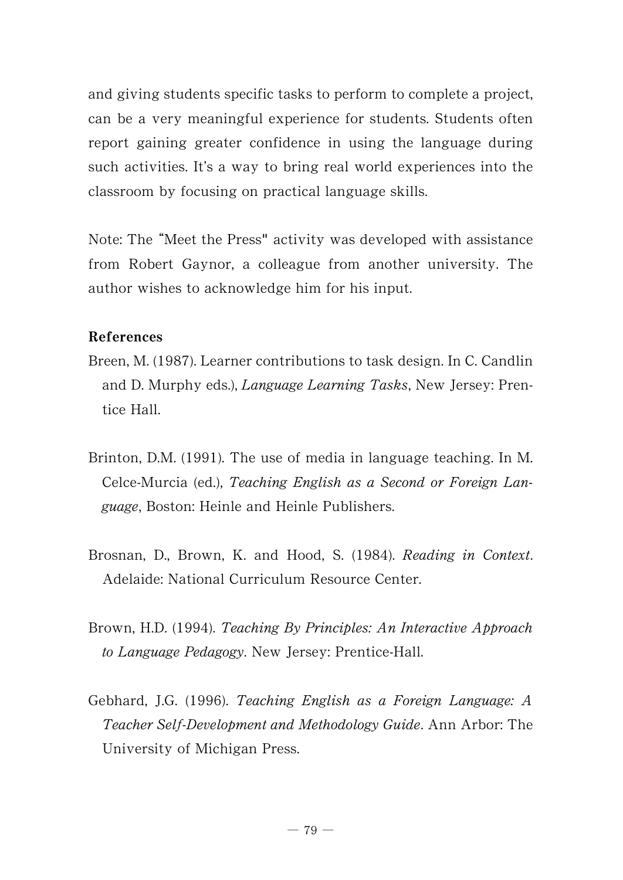and giving students specific tasks to perform to complete a project, can be a very meaningful experience for students. Students often report gaining greater confidence in using the language during such activities. It's a way to bring real world experiences into the classroom by focusing on practical language skills.

Note: The "Meet the Press" activity was developed with assistance from Robert Gaynor, a colleague from another university. The author wishes to acknowledge him for his input.

**References**

Breen, M. (1987). Learner contributions to task design. In C. Candlin and D. Murphy eds.), *Language Learning Tasks*, New Jersey: Prentice Hall.

Brinton, D.M. (1991). The use of media in language teaching. In M. Celce-Murcia (ed.), *Teaching English as a Second or Foreign Language*, Boston: Heinle and Heinle Publishers.

Brosnan, D., Brown, K. and Hood, S. (1984). *Reading in Context*. Adelaide: National Curriculum Resource Center.

Brown, H.D. (1994). *Teaching By Principles: An Interactive Approach to Language Pedagogy*. New Jersey: Prentice-Hall.

Gebhard, J.G. (1996). *Teaching English as a Foreign Language: A Teacher Self-Development and Methodology Guide*. Ann Arbor: The University of Michigan Press.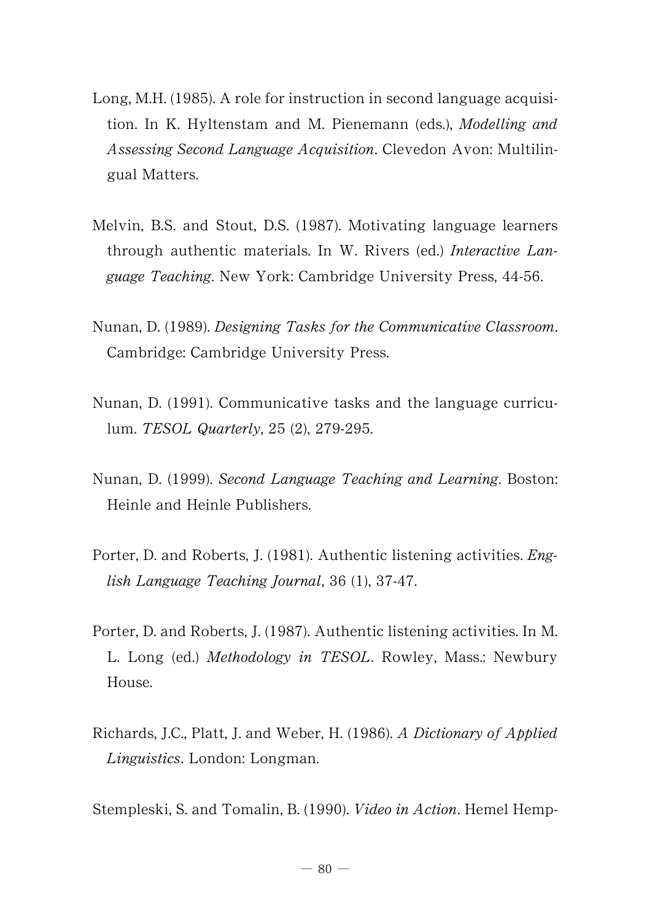Long, M.H. (1985). A role for instruction in second language acquisition. In K. Hyltenstam and M. Pienemann (eds.), *Modelling and Assessing Second Language Acquisition*. Clevedon Avon: Multilingual Matters.

Melvin, B.S. and Stout, D.S. (1987). Motivating language learners through authentic materials. In W. Rivers (ed.) *Interactive Language Teaching*. New York: Cambridge University Press, 44-56.

Nunan, D. (1989). *Designing Tasks for the Communicative Classroom*. Cambridge: Cambridge University Press.

Nunan, D. (1991). Communicative tasks and the language curriculum. *TESOL Quarterly*, 25 (2), 279-295.

Nunan, D. (1999). *Second Language Teaching and Learning*. Boston: Heinle and Heinle Publishers.

Porter, D. and Roberts, J. (1981). Authentic listening activities. *English Language Teaching Journal*, 36 (1), 37-47.

Porter, D. and Roberts, J. (1987). Authentic listening activities. In M. L. Long (ed.) *Methodology in TESOL*. Rowley, Mass.: Newbury House.

Richards, J.C., Platt, J. and Weber, H. (1986). *A Dictionary of Applied Linguistics*. London: Longman.

Stempleski, S. and Tomalin, B. (1990). *Video in Action*. Hemel Hemp-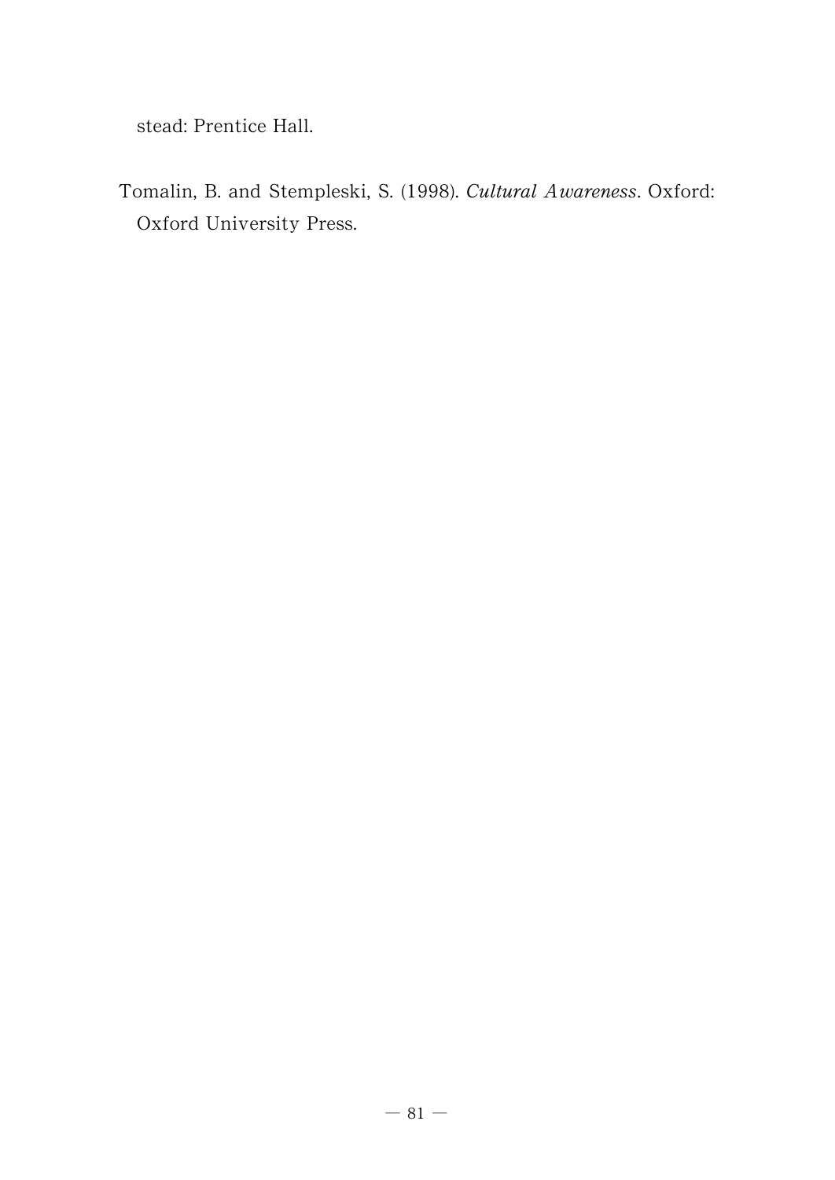stead: Prentice Hall.

Tomalin, B. and Stempleski, S. (1998). *Cultural Awareness*. Oxford: Oxford University Press.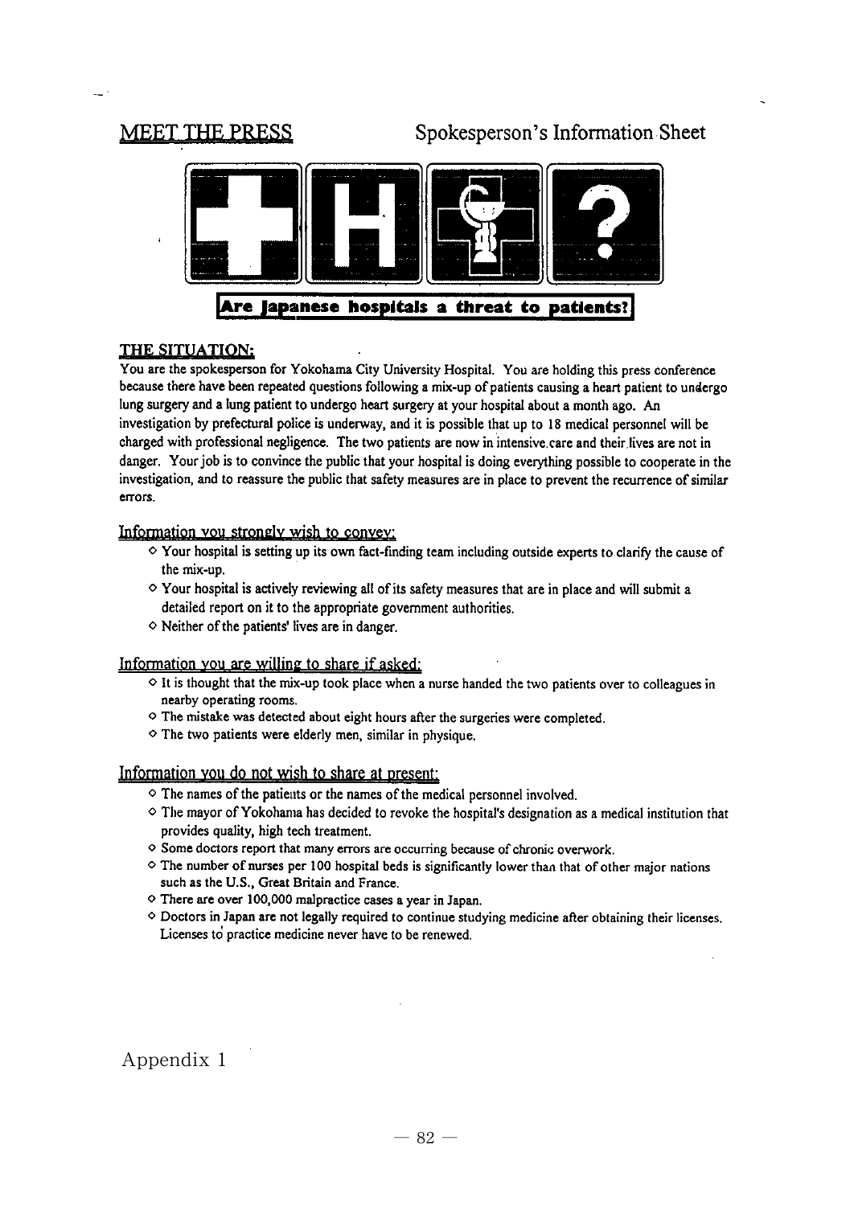# MEET THE PRESS — Spokesperson's Information Sheet

**Are Japanese hospitals a threat to patients?**

## THE SITUATION:

You are the spokesperson for Yokohama City University Hospital. You are holding this press conference because there have been repeated questions following a mix-up of patients causing a heart patient to undergo lung surgery and a lung patient to undergo heart surgery at your hospital about a month ago. An investigation by prefectural police is underway, and it is possible that up to 18 medical personnel will be charged with professional negligence. The two patients are now in intensive care and their lives are not in danger. Your job is to convince the public that your hospital is doing everything possible to cooperate in the investigation, and to reassure the public that safety measures are in place to prevent the recurrence of similar errors.

### Information you strongly wish to convey:

- Your hospital is setting up its own fact-finding team including outside experts to clarify the cause of the mix-up.
- Your hospital is actively reviewing all of its safety measures that are in place and will submit a detailed report on it to the appropriate government authorities.
- Neither of the patients' lives are in danger.

### Information you are willing to share if asked:

- It is thought that the mix-up took place when a nurse handed the two patients over to colleagues in nearby operating rooms.
- The mistake was detected about eight hours after the surgeries were completed.
- The two patients were elderly men, similar in physique.

### Information you do not wish to share at present:

- The names of the patients or the names of the medical personnel involved.
- The mayor of Yokohama has decided to revoke the hospital's designation as a medical institution that provides quality, high tech treatment.
- Some doctors report that many errors are occurring because of chronic overwork.
- The number of nurses per 100 hospital beds is significantly lower than that of other major nations such as the U.S., Great Britain and France.
- There are over 100,000 malpractice cases a year in Japan.
- Doctors in Japan are not legally required to continue studying medicine after obtaining their licenses. Licenses to practice medicine never have to be renewed.

Appendix 1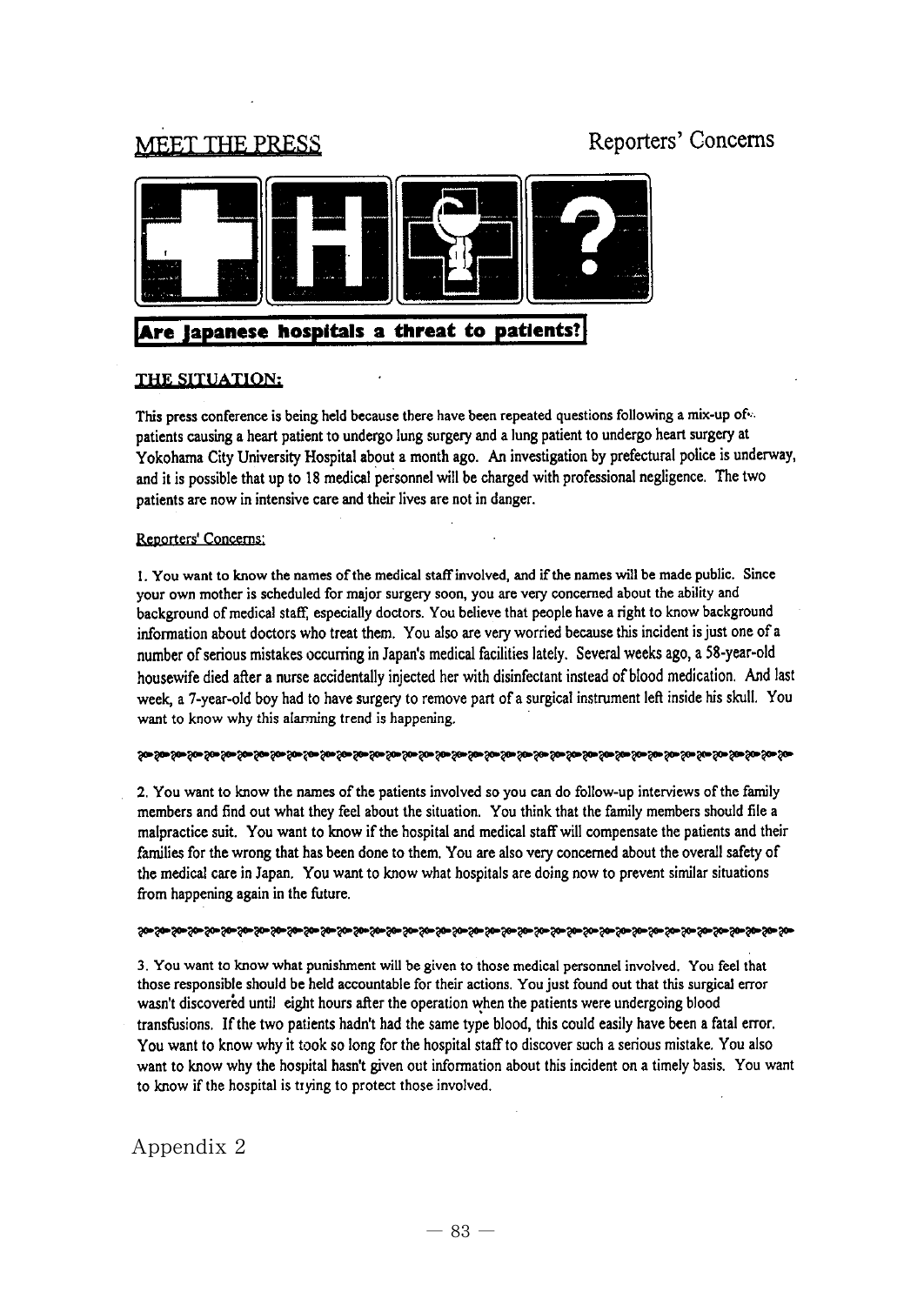MEET THE PRESS

Reporters' Concerns

**Are Japanese hospitals a threat to patients?**

## THE SITUATION:

This press conference is being held because there have been repeated questions following a mix-up of patients causing a heart patient to undergo lung surgery and a lung patient to undergo heart surgery at Yokohama City University Hospital about a month ago. An investigation by prefectural police is underway, and it is possible that up to 18 medical personnel will be charged with professional negligence. The two patients are now in intensive care and their lives are not in danger.

Reporters' Concerns:

1. You want to know the names of the medical staff involved, and if the names will be made public. Since your own mother is scheduled for major surgery soon, you are very concerned about the ability and background of medical staff, especially doctors. You believe that people have a right to know background information about doctors who treat them. You also are very worried because this incident is just one of a number of serious mistakes occurring in Japan's medical facilities lately. Several weeks ago, a 58-year-old housewife died after a nurse accidentally injected her with disinfectant instead of blood medication. And last week, a 7-year-old boy had to have surgery to remove part of a surgical instrument left inside his skull. You want to know why this alarming trend is happening.

2. You want to know the names of the patients involved so you can do follow-up interviews of the family members and find out what they feel about the situation. You think that the family members should file a malpractice suit. You want to know if the hospital and medical staff will compensate the patients and their families for the wrong that has been done to them. You are also very concerned about the overall safety of the medical care in Japan. You want to know what hospitals are doing now to prevent similar situations from happening again in the future.

3. You want to know what punishment will be given to those medical personnel involved. You feel that those responsible should be held accountable for their actions. You just found out that this surgical error wasn't discovered until eight hours after the operation when the patients were undergoing blood transfusions. If the two patients hadn't had the same type blood, this could easily have been a fatal error. You want to know why it took so long for the hospital staff to discover such a serious mistake. You also want to know why the hospital hasn't given out information about this incident on a timely basis. You want to know if the hospital is trying to protect those involved.

Appendix 2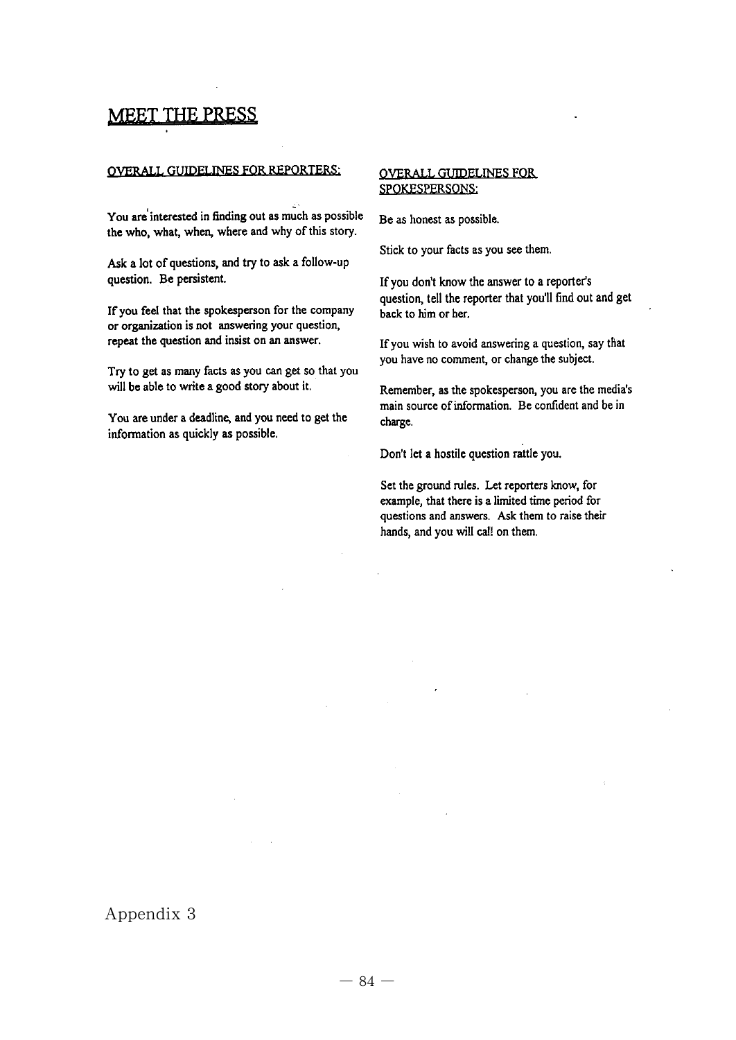# MEET THE PRESS

## OVERALL GUIDELINES FOR REPORTERS:

You are interested in finding out as much as possible the who, what, when, where and why of this story.

Ask a lot of questions, and try to ask a follow-up question. Be persistent.

If you feel that the spokesperson for the company or organization is not answering your question, repeat the question and insist on an answer.

Try to get as many facts as you can get so that you will be able to write a good story about it.

You are under a deadline, and you need to get the information as quickly as possible.

## OVERALL GUIDELINES FOR SPOKESPERSONS:

Be as honest as possible.

Stick to your facts as you see them.

If you don't know the answer to a reporter's question, tell the reporter that you'll find out and get back to him or her.

If you wish to avoid answering a question, say that you have no comment, or change the subject.

Remember, as the spokesperson, you are the media's main source of information. Be confident and be in charge.

Don't let a hostile question rattle you.

Set the ground rules. Let reporters know, for example, that there is a limited time period for questions and answers. Ask them to raise their hands, and you will call on them.

Appendix 3